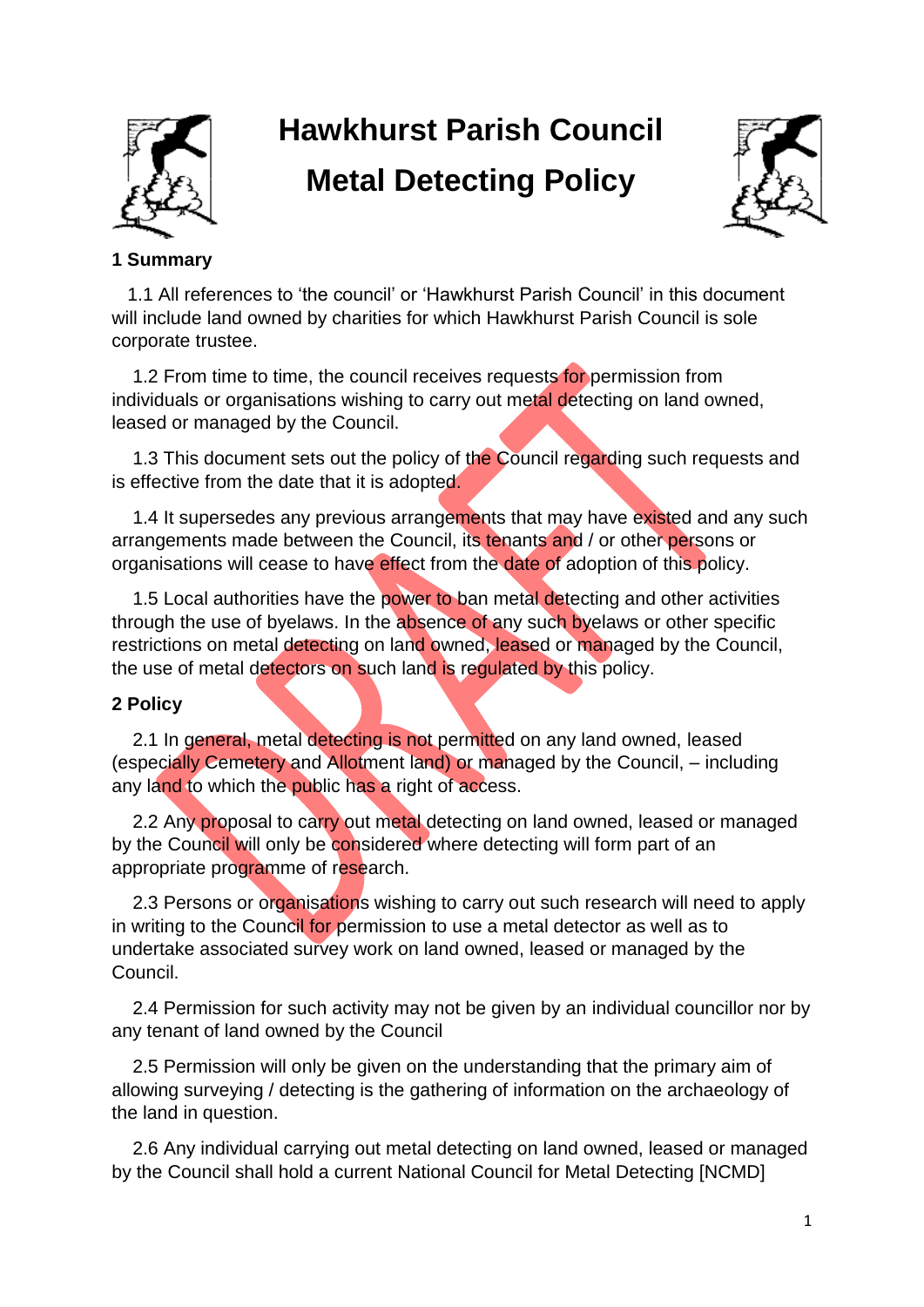# Hawkhurst Parish Council
# Metal Detecting Policy

## 1 Summary

1.1 All references to 'the council' or 'Hawkhurst Parish Council' in this document will include land owned by charities for which Hawkhurst Parish Council is sole corporate trustee.

1.2 From time to time, the council receives requests for permission from individuals or organisations wishing to carry out metal detecting on land owned, leased or managed by the Council.

1.3 This document sets out the policy of the Council regarding such requests and is effective from the date that it is adopted.

1.4 It supersedes any previous arrangements that may have existed and any such arrangements made between the Council, its tenants and / or other persons or organisations will cease to have effect from the date of adoption of this policy.

1.5 Local authorities have the power to ban metal detecting and other activities through the use of byelaws. In the absence of any such byelaws or other specific restrictions on metal detecting on land owned, leased or managed by the Council, the use of metal detectors on such land is regulated by this policy.

## 2 Policy

2.1 In general, metal detecting is not permitted on any land owned, leased (especially Cemetery and Allotment land) or managed by the Council, – including any land to which the public has a right of access.

2.2 Any proposal to carry out metal detecting on land owned, leased or managed by the Council will only be considered where detecting will form part of an appropriate programme of research.

2.3 Persons or organisations wishing to carry out such research will need to apply in writing to the Council for permission to use a metal detector as well as to undertake associated survey work on land owned, leased or managed by the Council.

2.4 Permission for such activity may not be given by an individual councillor nor by any tenant of land owned by the Council

2.5 Permission will only be given on the understanding that the primary aim of allowing surveying / detecting is the gathering of information on the archaeology of the land in question.

2.6 Any individual carrying out metal detecting on land owned, leased or managed by the Council shall hold a current National Council for Metal Detecting [NCMD]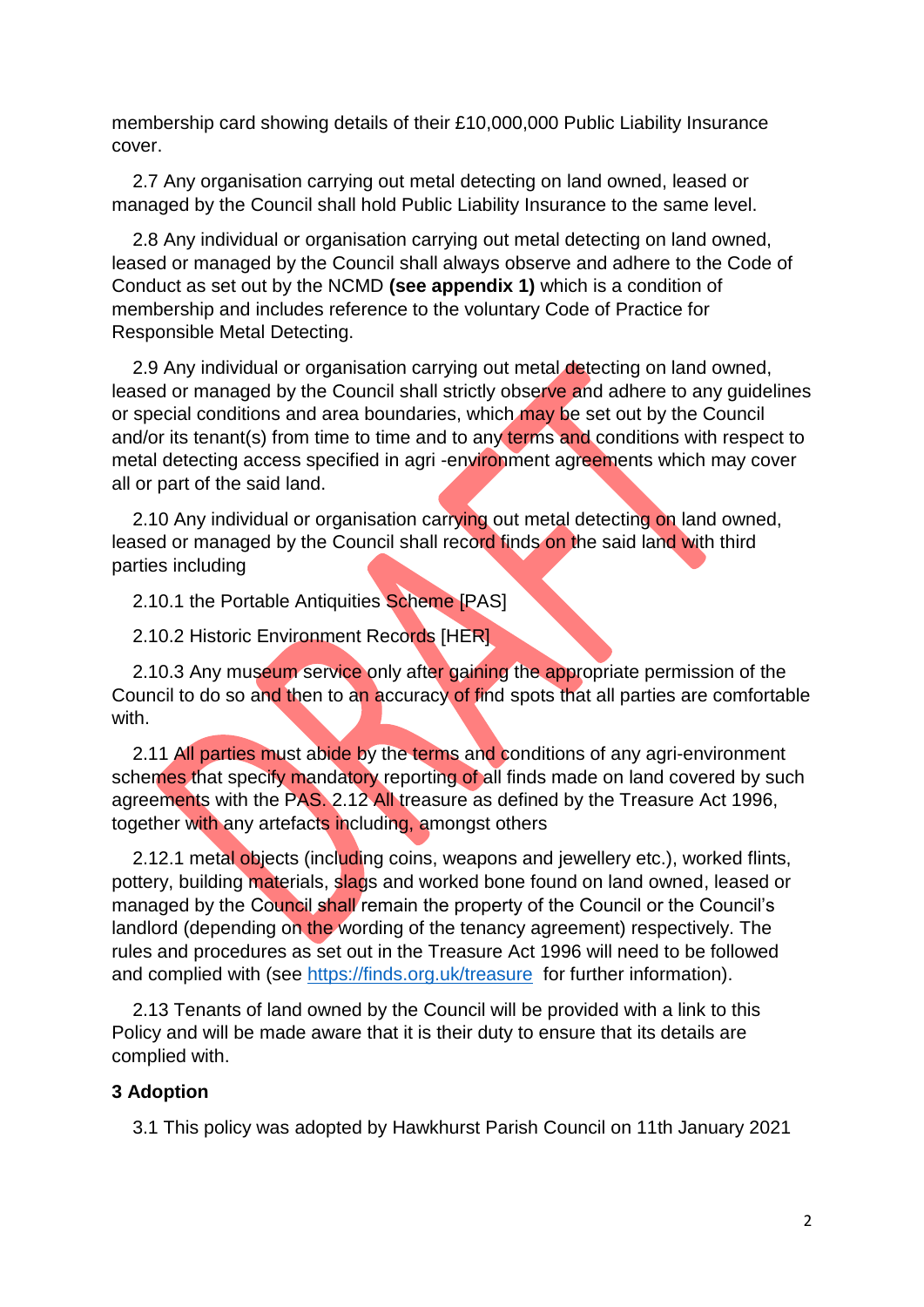membership card showing details of their £10,000,000 Public Liability Insurance cover.

2.7 Any organisation carrying out metal detecting on land owned, leased or managed by the Council shall hold Public Liability Insurance to the same level.

2.8 Any individual or organisation carrying out metal detecting on land owned, leased or managed by the Council shall always observe and adhere to the Code of Conduct as set out by the NCMD **(see appendix 1)** which is a condition of membership and includes reference to the voluntary Code of Practice for Responsible Metal Detecting.

2.9 Any individual or organisation carrying out metal detecting on land owned, leased or managed by the Council shall strictly observe and adhere to any guidelines or special conditions and area boundaries, which may be set out by the Council and/or its tenant(s) from time to time and to any terms and conditions with respect to metal detecting access specified in agri -environment agreements which may cover all or part of the said land.

2.10 Any individual or organisation carrying out metal detecting on land owned, leased or managed by the Council shall record finds on the said land with third parties including

2.10.1 the Portable Antiquities Scheme [PAS]

2.10.2 Historic Environment Records [HER]

2.10.3 Any museum service only after gaining the appropriate permission of the Council to do so and then to an accuracy of find spots that all parties are comfortable with.

2.11 All parties must abide by the terms and conditions of any agri-environment schemes that specify mandatory reporting of all finds made on land covered by such agreements with the PAS. 2.12 All treasure as defined by the Treasure Act 1996, together with any artefacts including, amongst others

2.12.1 metal objects (including coins, weapons and jewellery etc.), worked flints, pottery, building materials, slags and worked bone found on land owned, leased or managed by the Council shall remain the property of the Council or the Council's landlord (depending on the wording of the tenancy agreement) respectively. The rules and procedures as set out in the Treasure Act 1996 will need to be followed and complied with (see https://finds.org.uk/treasure for further information).

2.13 Tenants of land owned by the Council will be provided with a link to this Policy and will be made aware that it is their duty to ensure that its details are complied with.

### 3 Adoption

3.1 This policy was adopted by Hawkhurst Parish Council on 11th January 2021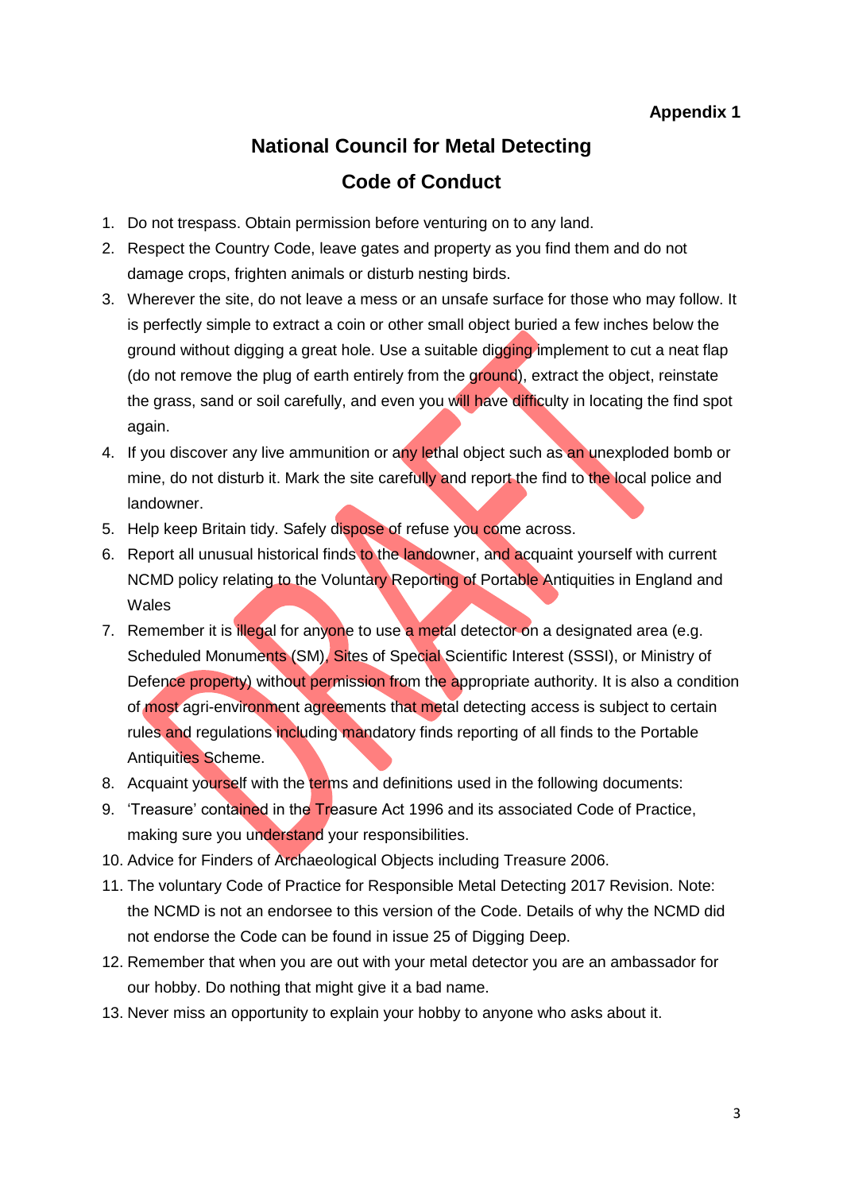**Appendix 1**

# National Council for Metal Detecting

## Code of Conduct

1. Do not trespass. Obtain permission before venturing on to any land.
2. Respect the Country Code, leave gates and property as you find them and do not damage crops, frighten animals or disturb nesting birds.
3. Wherever the site, do not leave a mess or an unsafe surface for those who may follow. It is perfectly simple to extract a coin or other small object buried a few inches below the ground without digging a great hole. Use a suitable digging implement to cut a neat flap (do not remove the plug of earth entirely from the ground), extract the object, reinstate the grass, sand or soil carefully, and even you will have difficulty in locating the find spot again.
4. If you discover any live ammunition or any lethal object such as an unexploded bomb or mine, do not disturb it. Mark the site carefully and report the find to the local police and landowner.
5. Help keep Britain tidy. Safely dispose of refuse you come across.
6. Report all unusual historical finds to the landowner, and acquaint yourself with current NCMD policy relating to the Voluntary Reporting of Portable Antiquities in England and Wales
7. Remember it is illegal for anyone to use a metal detector on a designated area (e.g. Scheduled Monuments (SM), Sites of Special Scientific Interest (SSSI), or Ministry of Defence property) without permission from the appropriate authority. It is also a condition of most agri-environment agreements that metal detecting access is subject to certain rules and regulations including mandatory finds reporting of all finds to the Portable Antiquities Scheme.
8. Acquaint yourself with the terms and definitions used in the following documents:
9. 'Treasure' contained in the Treasure Act 1996 and its associated Code of Practice, making sure you understand your responsibilities.
10. Advice for Finders of Archaeological Objects including Treasure 2006.
11. The voluntary Code of Practice for Responsible Metal Detecting 2017 Revision. Note: the NCMD is not an endorsee to this version of the Code. Details of why the NCMD did not endorse the Code can be found in issue 25 of Digging Deep.
12. Remember that when you are out with your metal detector you are an ambassador for our hobby. Do nothing that might give it a bad name.
13. Never miss an opportunity to explain your hobby to anyone who asks about it.